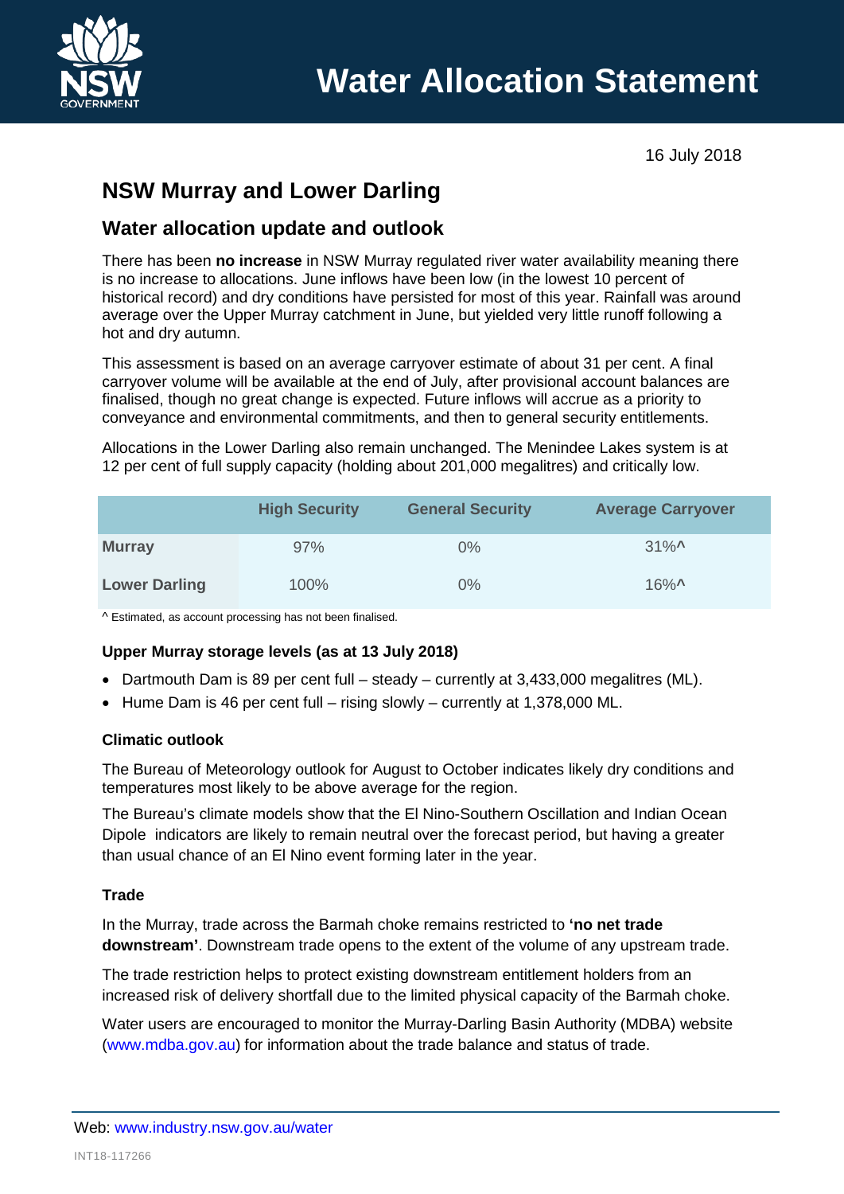# Water Allocation Statement

16 July 2018

## NSW Murray and Lower Darling

### Water allocation update and outlook

There has been **no increase** in NSW Murray regulated river water availability meaning there is no increase to allocations. June inflows have been low (in the lowest 10 percent of historical record) and dry conditions have persisted for most of this year. Rainfall was around average over the Upper Murray catchment in June, but yielded very little runoff following a hot and dry autumn.

This assessment is based on an average carryover estimate of about 31 per cent. A final carryover volume will be available at the end of July, after provisional account balances are finalised, though no great change is expected. Future inflows will accrue as a priority to conveyance and environmental commitments, and then to general security entitlements.

Allocations in the Lower Darling also remain unchanged. The Menindee Lakes system is at 12 per cent of full supply capacity (holding about 201,000 megalitres) and critically low.

| | High Security | General Security | Average Carryover |
|---|---|---|---|
| **Murray** | 97% | 0% | 31%^ |
| **Lower Darling** | 100% | 0% | 16%^ |

^ Estimated, as account processing has not been finalised.

#### Upper Murray storage levels (as at 13 July 2018)

- Dartmouth Dam is 89 per cent full – steady – currently at 3,433,000 megalitres (ML).
- Hume Dam is 46 per cent full – rising slowly – currently at 1,378,000 ML.

#### Climatic outlook

The Bureau of Meteorology outlook for August to October indicates likely dry conditions and temperatures most likely to be above average for the region.

The Bureau's climate models show that the El Nino-Southern Oscillation and Indian Ocean Dipole indicators are likely to remain neutral over the forecast period, but having a greater than usual chance of an El Nino event forming later in the year.

#### Trade

In the Murray, trade across the Barmah choke remains restricted to **'no net trade downstream'**. Downstream trade opens to the extent of the volume of any upstream trade.

The trade restriction helps to protect existing downstream entitlement holders from an increased risk of delivery shortfall due to the limited physical capacity of the Barmah choke.

Water users are encouraged to monitor the Murray-Darling Basin Authority (MDBA) website (www.mdba.gov.au) for information about the trade balance and status of trade.

Web: www.industry.nsw.gov.au/water

INT18-117266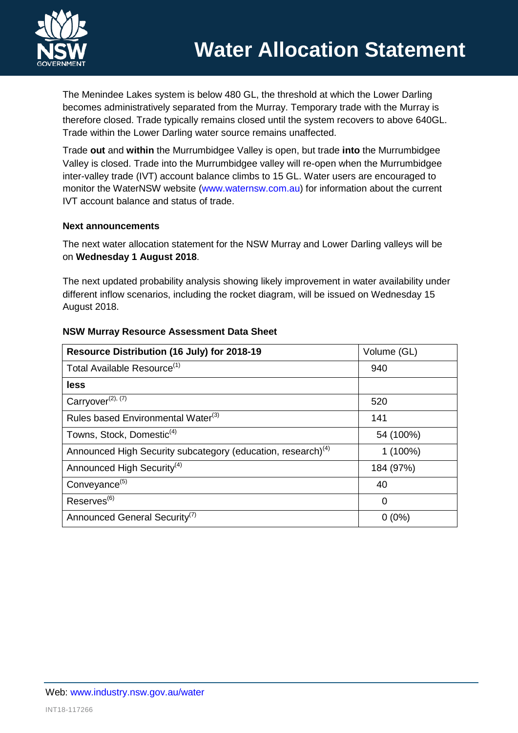The Menindee Lakes system is below 480 GL, the threshold at which the Lower Darling becomes administratively separated from the Murray. Temporary trade with the Murray is therefore closed. Trade typically remains closed until the system recovers to above 640GL. Trade within the Lower Darling water source remains unaffected.

Trade **out** and **within** the Murrumbidgee Valley is open, but trade **into** the Murrumbidgee Valley is closed. Trade into the Murrumbidgee valley will re-open when the Murrumbidgee inter-valley trade (IVT) account balance climbs to 15 GL. Water users are encouraged to monitor the WaterNSW website (www.waternsw.com.au) for information about the current IVT account balance and status of trade.

### Next announcements

The next water allocation statement for the NSW Murray and Lower Darling valleys will be on **Wednesday 1 August 2018**.

The next updated probability analysis showing likely improvement in water availability under different inflow scenarios, including the rocket diagram, will be issued on Wednesday 15 August 2018.

### NSW Murray Resource Assessment Data Sheet

| **Resource Distribution (16 July) for 2018-19** | Volume (GL) |
|---|---|
| Total Available Resource[1] | 940 |
| **less** | |
| Carryover[2], [7] | 520 |
| Rules based Environmental Water[3] | 141 |
| Towns, Stock, Domestic[4] | 54 (100%) |
| Announced High Security subcategory (education, research)[4] | 1 (100%) |
| Announced High Security[4] | 184 (97%) |
| Conveyance[5] | 40 |
| Reserves[6] | 0 |
| Announced General Security[7] | 0 (0%) |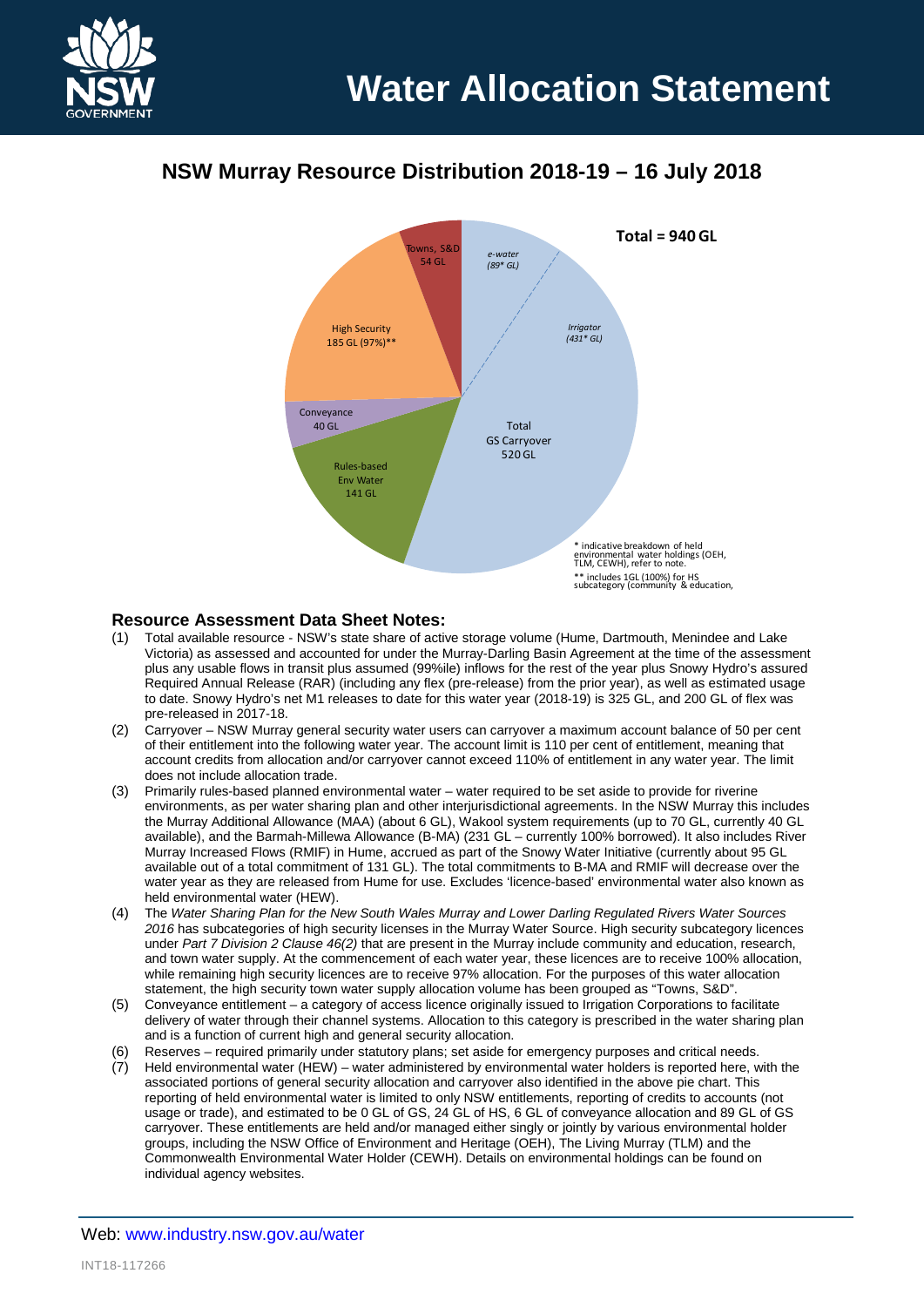# Water Allocation Statement

## NSW Murray Resource Distribution 2018-19 – 16 July 2018

Total = 940 GL

Towns, S&D 54 GL

*e-water (89* GL)*

*Irrigator (431* GL)*

High Security 185 GL (97%)**

Conveyance 40 GL

Rules-based Env Water 141 GL

Total GS Carryover 520 GL

* indicative breakdown of held environmental water holdings (OEH, TLM, CEWH), refer to note.

** includes 1GL (100%) for HS subcategory (community & education,

### Resource Assessment Data Sheet Notes:

(1) Total available resource - NSW's state share of active storage volume (Hume, Dartmouth, Menindee and Lake Victoria) as assessed and accounted for under the Murray-Darling Basin Agreement at the time of the assessment plus any usable flows in transit plus assumed (99%ile) inflows for the rest of the year plus Snowy Hydro's assured Required Annual Release (RAR) (including any flex (pre-release) from the prior year), as well as estimated usage to date. Snowy Hydro's net M1 releases to date for this water year (2018-19) is 325 GL, and 200 GL of flex was pre-released in 2017-18.

(2) Carryover – NSW Murray general security water users can carryover a maximum account balance of 50 per cent of their entitlement into the following water year. The account limit is 110 per cent of entitlement, meaning that account credits from allocation and/or carryover cannot exceed 110% of entitlement in any water year. The limit does not include allocation trade.

(3) Primarily rules-based planned environmental water – water required to be set aside to provide for riverine environments, as per water sharing plan and other interjurisdictional agreements. In the NSW Murray this includes the Murray Additional Allowance (MAA) (about 6 GL), Wakool system requirements (up to 70 GL, currently 40 GL available), and the Barmah-Millewa Allowance (B-MA) (231 GL – currently 100% borrowed). It also includes River Murray Increased Flows (RMIF) in Hume, accrued as part of the Snowy Water Initiative (currently about 95 GL available out of a total commitment of 131 GL). The total commitments to B-MA and RMIF will decrease over the water year as they are released from Hume for use. Excludes 'licence-based' environmental water also known as held environmental water (HEW).

(4) The *Water Sharing Plan for the New South Wales Murray and Lower Darling Regulated Rivers Water Sources 2016* has subcategories of high security licenses in the Murray Water Source. High security subcategory licences under *Part 7 Division 2 Clause 46(2)* that are present in the Murray include community and education, research, and town water supply. At the commencement of each water year, these licences are to receive 100% allocation, while remaining high security licences are to receive 97% allocation. For the purposes of this water allocation statement, the high security town water supply allocation volume has been grouped as "Towns, S&D".

(5) Conveyance entitlement – a category of access licence originally issued to Irrigation Corporations to facilitate delivery of water through their channel systems. Allocation to this category is prescribed in the water sharing plan and is a function of current high and general security allocation.

(6) Reserves – required primarily under statutory plans; set aside for emergency purposes and critical needs.

(7) Held environmental water (HEW) – water administered by environmental water holders is reported here, with the associated portions of general security allocation and carryover also identified in the above pie chart. This reporting of held environmental water is limited to only NSW entitlements, reporting of credits to accounts (not usage or trade), and estimated to be 0 GL of GS, 24 GL of HS, 6 GL of conveyance allocation and 89 GL of GS carryover. These entitlements are held and/or managed either singly or jointly by various environmental holder groups, including the NSW Office of Environment and Heritage (OEH), The Living Murray (TLM) and the Commonwealth Environmental Water Holder (CEWH). Details on environmental holdings can be found on individual agency websites.

Web: www.industry.nsw.gov.au/water

INT18-117266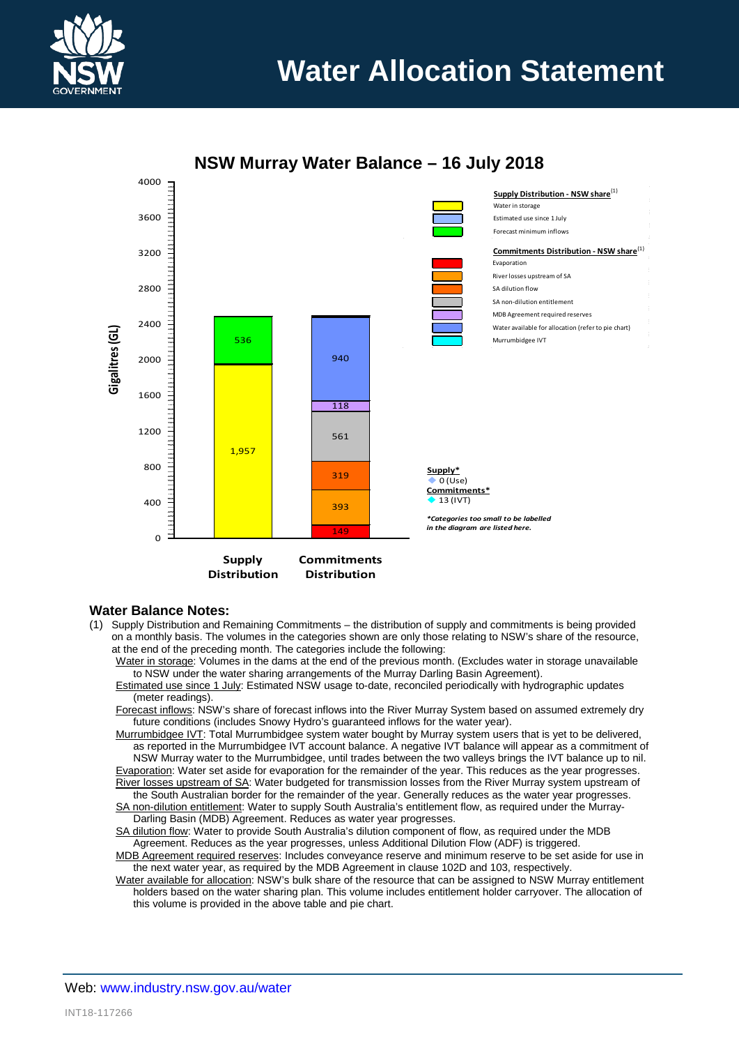# Water Allocation Statement

## NSW Murray Water Balance – 16 July 2018

| | Supply Distribution | Commitments Distribution |
|---|---|---|
| Water in storage | 1,957 | |
| Forecast minimum inflows | 536 | |
| Evaporation | | 149 |
| River losses upstream of SA | | 393 |
| SA dilution flow | | 319 |
| SA non-dilution entitlement | | 561 |
| MDB Agreement required reserves | | 118 |
| Water available for allocation (refer to pie chart) | | 940 |

**Supply Distribution - NSW share**[1]
- Water in storage
- Estimated use since 1 July
- Forecast minimum inflows

**Commitments Distribution - NSW share**[1]
- Evaporation
- River losses upstream of SA
- SA dilution flow
- SA non-dilution entitlement
- MDB Agreement required reserves
- Water available for allocation (refer to pie chart)
- Murrumbidgee IVT

**Supply***
- 0 (Use)

**Commitments***
- 13 (IVT)

****Categories too small to be labelled in the diagram are listed here.***

Gigalitres (GL)

### Water Balance Notes:

(1) Supply Distribution and Remaining Commitments – the distribution of supply and commitments is being provided on a monthly basis. The volumes in the categories shown are only those relating to NSW's share of the resource, at the end of the preceding month. The categories include the following:

Water in storage: Volumes in the dams at the end of the previous month. (Excludes water in storage unavailable to NSW under the water sharing arrangements of the Murray Darling Basin Agreement).

Estimated use since 1 July: Estimated NSW usage to-date, reconciled periodically with hydrographic updates (meter readings).

Forecast inflows: NSW's share of forecast inflows into the River Murray System based on assumed extremely dry future conditions (includes Snowy Hydro's guaranteed inflows for the water year).

Murrumbidgee IVT: Total Murrumbidgee system water bought by Murray system users that is yet to be delivered, as reported in the Murrumbidgee IVT account balance. A negative IVT balance will appear as a commitment of NSW Murray water to the Murrumbidgee, until trades between the two valleys brings the IVT balance up to nil.

Evaporation: Water set aside for evaporation for the remainder of the year. This reduces as the year progresses.

River losses upstream of SA: Water budgeted for transmission losses from the River Murray system upstream of the South Australian border for the remainder of the year. Generally reduces as the water year progresses.

SA non-dilution entitlement: Water to supply South Australia's entitlement flow, as required under the Murray-Darling Basin (MDB) Agreement. Reduces as water year progresses.

SA dilution flow: Water to provide South Australia's dilution component of flow, as required under the MDB Agreement. Reduces as the year progresses, unless Additional Dilution Flow (ADF) is triggered.

MDB Agreement required reserves: Includes conveyance reserve and minimum reserve to be set aside for use in the next water year, as required by the MDB Agreement in clause 102D and 103, respectively.

Water available for allocation: NSW's bulk share of the resource that can be assigned to NSW Murray entitlement holders based on the water sharing plan. This volume includes entitlement holder carryover. The allocation of this volume is provided in the above table and pie chart.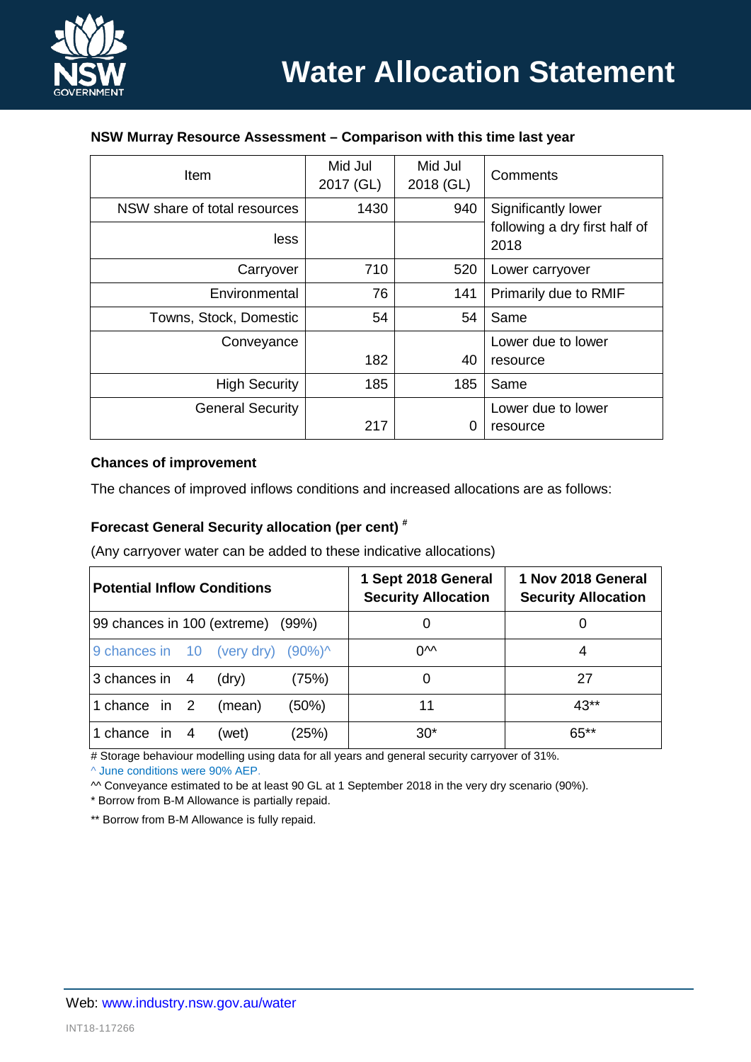### NSW Murray Resource Assessment – Comparison with this time last year

| Item | Mid Jul 2017 (GL) | Mid Jul 2018 (GL) | Comments |
|---|---|---|---|
| NSW share of total resources | 1430 | 940 | Significantly lower following a dry first half of 2018 |
| less | | | |
| Carryover | 710 | 520 | Lower carryover |
| Environmental | 76 | 141 | Primarily due to RMIF |
| Towns, Stock, Domestic | 54 | 54 | Same |
| Conveyance | 182 | 40 | Lower due to lower resource |
| High Security | 185 | 185 | Same |
| General Security | 217 | 0 | Lower due to lower resource |

### Chances of improvement

The chances of improved inflows conditions and increased allocations are as follows:

### Forecast General Security allocation (per cent) #

(Any carryover water can be added to these indicative allocations)

| Potential Inflow Conditions | 1 Sept 2018 General Security Allocation | 1 Nov 2018 General Security Allocation |
|---|---|---|
| 99 chances in 100 (extreme) (99%) | 0 | 0 |
| 9 chances in 10 (very dry) (90%)^ | 0^^ | 4 |
| 3 chances in 4 (dry) (75%) | 0 | 27 |
| 1 chance in 2 (mean) (50%) | 11 | 43** |
| 1 chance in 4 (wet) (25%) | 30* | 65** |

# Storage behaviour modelling using data for all years and general security carryover of 31%.

^ June conditions were 90% AEP.

^^ Conveyance estimated to be at least 90 GL at 1 September 2018 in the very dry scenario (90%).

* Borrow from B-M Allowance is partially repaid.

** Borrow from B-M Allowance is fully repaid.

Web: www.industry.nsw.gov.au/water

INT18-117266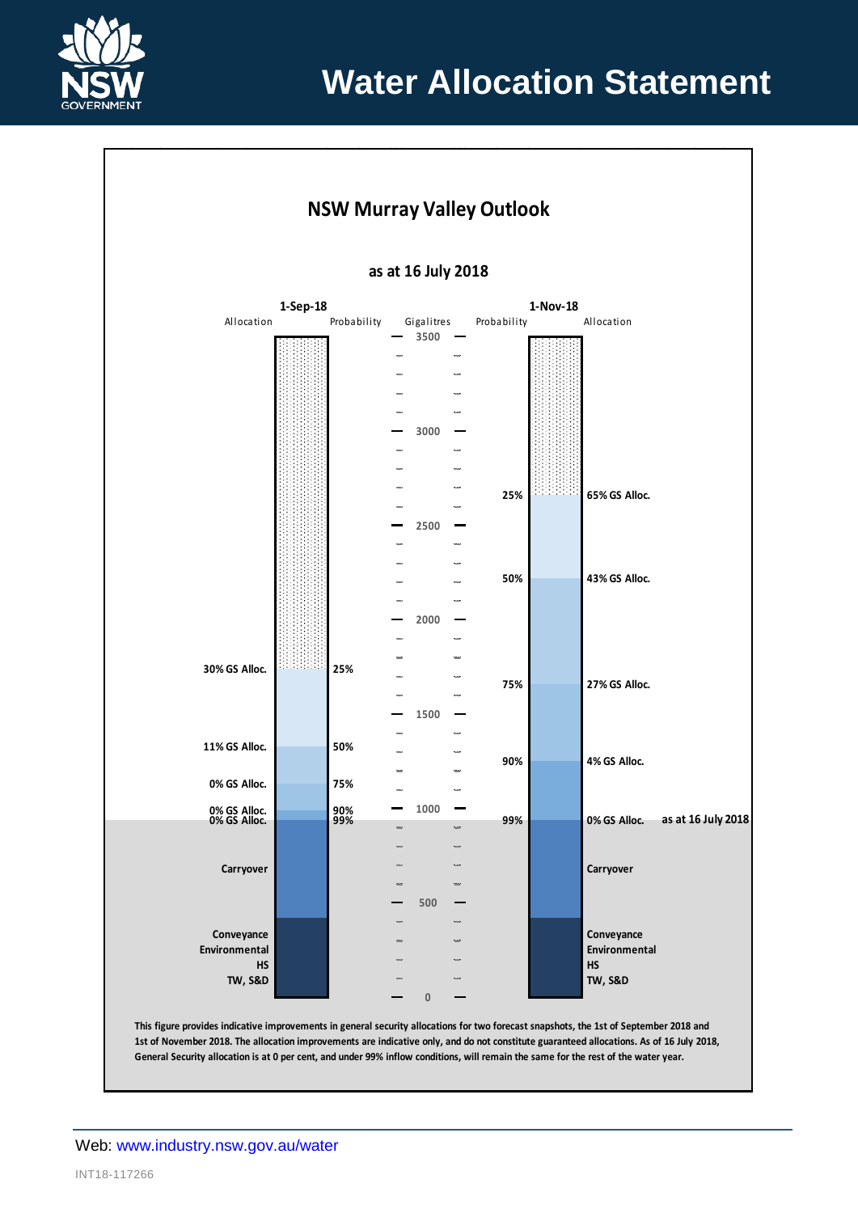# Water Allocation Statement

## NSW Murray Valley Outlook

as at 16 July 2018

1-Sep-18

Allocation

Probability

Gigalitres

3500

3000

2500

2000

1500

1000

500

0

1-Nov-18

Probability

Allocation

30% GS Alloc. 25%

11% GS Alloc. 50%

0% GS Alloc. 75%

0% GS Alloc. 90%

0% GS Alloc. 99%

Carryover

Conveyance
Environmental
HS
TW, S&D

25% 65% GS Alloc.

50% 43% GS Alloc.

75% 27% GS Alloc.

90% 4% GS Alloc.

99% 0% GS Alloc.

as at 16 July 2018

Carryover

Conveyance
Environmental
HS
TW, S&D

**This figure provides indicative improvements in general security allocations for two forecast snapshots, the 1st of September 2018 and 1st of November 2018. The allocation improvements are indicative only, and do not constitute guaranteed allocations. As of 16 July 2018, General Security allocation is at 0 per cent, and under 99% inflow conditions, will remain the same for the rest of the water year.**

Web: www.industry.nsw.gov.au/water

INT18-117266